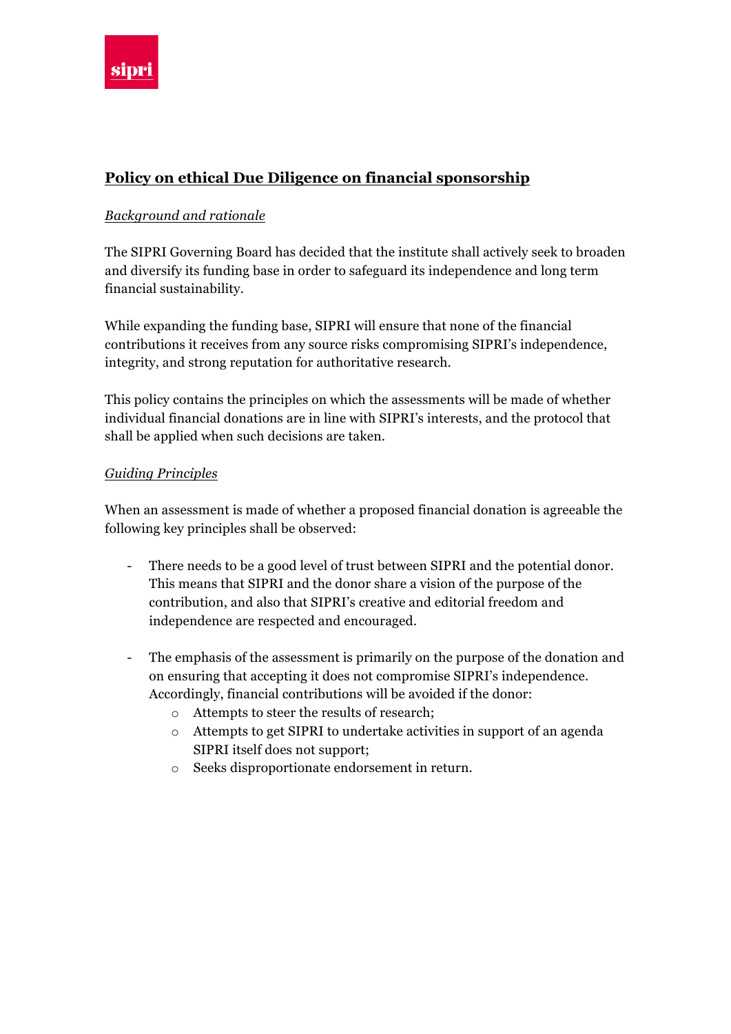# Policy on ethical Due Diligence on financial sponsorship

*Background and rationale*

The SIPRI Governing Board has decided that the institute shall actively seek to broaden and diversify its funding base in order to safeguard its independence and long term financial sustainability.

While expanding the funding base, SIPRI will ensure that none of the financial contributions it receives from any source risks compromising SIPRI's independence, integrity, and strong reputation for authoritative research.

This policy contains the principles on which the assessments will be made of whether individual financial donations are in line with SIPRI's interests, and the protocol that shall be applied when such decisions are taken.

*Guiding Principles*

When an assessment is made of whether a proposed financial donation is agreeable the following key principles shall be observed:

- There needs to be a good level of trust between SIPRI and the potential donor. This means that SIPRI and the donor share a vision of the purpose of the contribution, and also that SIPRI's creative and editorial freedom and independence are respected and encouraged.

- The emphasis of the assessment is primarily on the purpose of the donation and on ensuring that accepting it does not compromise SIPRI's independence. Accordingly, financial contributions will be avoided if the donor:
    - Attempts to steer the results of research;
    - Attempts to get SIPRI to undertake activities in support of an agenda SIPRI itself does not support;
    - Seeks disproportionate endorsement in return.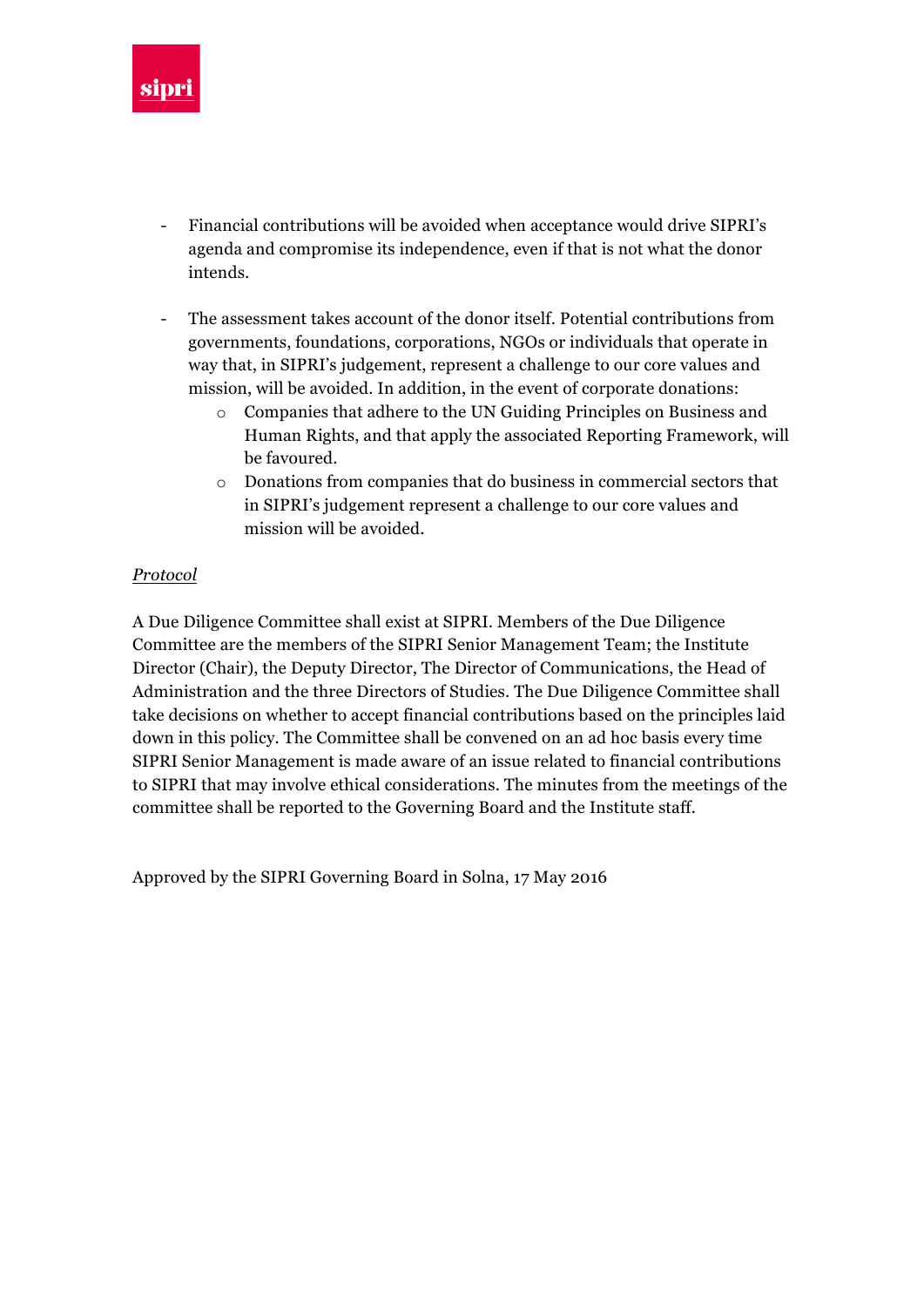- Financial contributions will be avoided when acceptance would drive SIPRI's agenda and compromise its independence, even if that is not what the donor intends.

- The assessment takes account of the donor itself. Potential contributions from governments, foundations, corporations, NGOs or individuals that operate in way that, in SIPRI's judgement, represent a challenge to our core values and mission, will be avoided. In addition, in the event of corporate donations:
    - Companies that adhere to the UN Guiding Principles on Business and Human Rights, and that apply the associated Reporting Framework, will be favoured.
    - Donations from companies that do business in commercial sectors that in SIPRI's judgement represent a challenge to our core values and mission will be avoided.

*Protocol*

A Due Diligence Committee shall exist at SIPRI. Members of the Due Diligence Committee are the members of the SIPRI Senior Management Team; the Institute Director (Chair), the Deputy Director, The Director of Communications, the Head of Administration and the three Directors of Studies. The Due Diligence Committee shall take decisions on whether to accept financial contributions based on the principles laid down in this policy. The Committee shall be convened on an ad hoc basis every time SIPRI Senior Management is made aware of an issue related to financial contributions to SIPRI that may involve ethical considerations. The minutes from the meetings of the committee shall be reported to the Governing Board and the Institute staff.

Approved by the SIPRI Governing Board in Solna, 17 May 2016